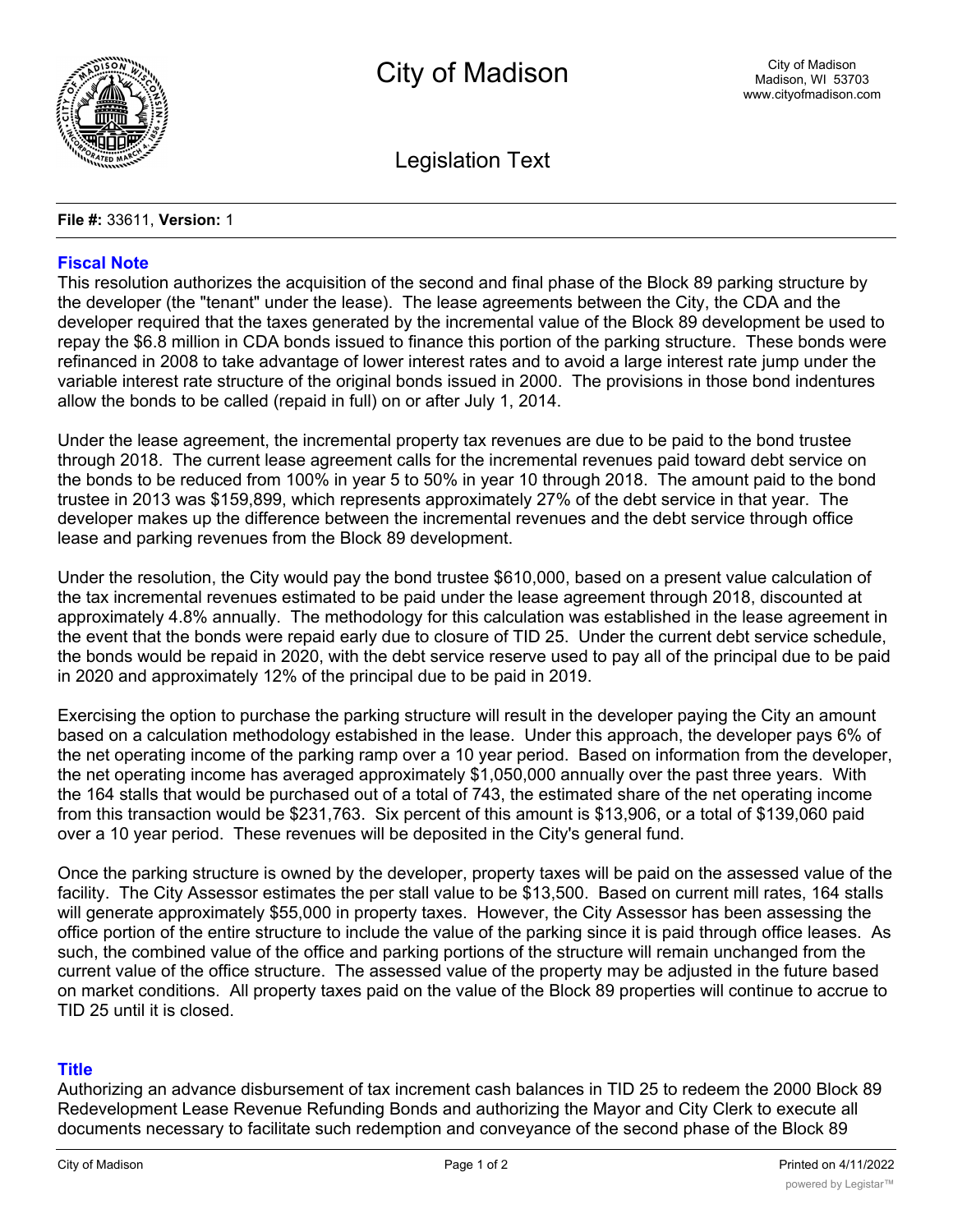# City of Madison

City of Madison
Madison, WI 53703
www.cityofmadison.com

## Legislation Text

**File #:** 33611, **Version:** 1

### Fiscal Note

This resolution authorizes the acquisition of the second and final phase of the Block 89 parking structure by the developer (the "tenant" under the lease). The lease agreements between the City, the CDA and the developer required that the taxes generated by the incremental value of the Block 89 development be used to repay the $6.8 million in CDA bonds issued to finance this portion of the parking structure. These bonds were refinanced in 2008 to take advantage of lower interest rates and to avoid a large interest rate jump under the variable interest rate structure of the original bonds issued in 2000. The provisions in those bond indentures allow the bonds to be called (repaid in full) on or after July 1, 2014.

Under the lease agreement, the incremental property tax revenues are due to be paid to the bond trustee through 2018. The current lease agreement calls for the incremental revenues paid toward debt service on the bonds to be reduced from 100% in year 5 to 50% in year 10 through 2018. The amount paid to the bond trustee in 2013 was $159,899, which represents approximately 27% of the debt service in that year. The developer makes up the difference between the incremental revenues and the debt service through office lease and parking revenues from the Block 89 development.

Under the resolution, the City would pay the bond trustee $610,000, based on a present value calculation of the tax incremental revenues estimated to be paid under the lease agreement through 2018, discounted at approximately 4.8% annually. The methodology for this calculation was established in the lease agreement in the event that the bonds were repaid early due to closure of TID 25. Under the current debt service schedule, the bonds would be repaid in 2020, with the debt service reserve used to pay all of the principal due to be paid in 2020 and approximately 12% of the principal due to be paid in 2019.

Exercising the option to purchase the parking structure will result in the developer paying the City an amount based on a calculation methodology estabished in the lease. Under this approach, the developer pays 6% of the net operating income of the parking ramp over a 10 year period. Based on information from the developer, the net operating income has averaged approximately $1,050,000 annually over the past three years. With the 164 stalls that would be purchased out of a total of 743, the estimated share of the net operating income from this transaction would be $231,763. Six percent of this amount is $13,906, or a total of $139,060 paid over a 10 year period. These revenues will be deposited in the City's general fund.

Once the parking structure is owned by the developer, property taxes will be paid on the assessed value of the facility. The City Assessor estimates the per stall value to be $13,500. Based on current mill rates, 164 stalls will generate approximately $55,000 in property taxes. However, the City Assessor has been assessing the office portion of the entire structure to include the value of the parking since it is paid through office leases. As such, the combined value of the office and parking portions of the structure will remain unchanged from the current value of the office structure. The assessed value of the property may be adjusted in the future based on market conditions. All property taxes paid on the value of the Block 89 properties will continue to accrue to TID 25 until it is closed.

### Title

Authorizing an advance disbursement of tax increment cash balances in TID 25 to redeem the 2000 Block 89 Redevelopment Lease Revenue Refunding Bonds and authorizing the Mayor and City Clerk to execute all documents necessary to facilitate such redemption and conveyance of the second phase of the Block 89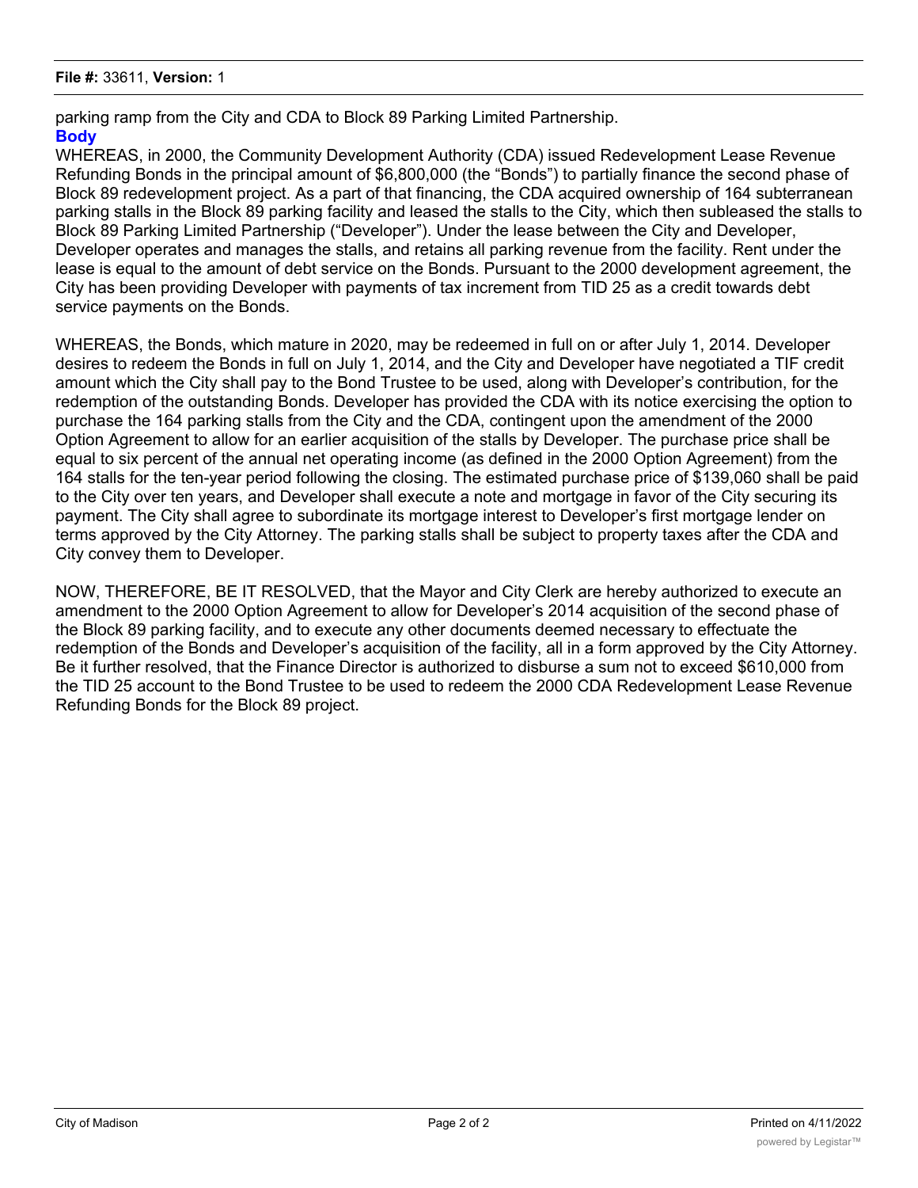parking ramp from the City and CDA to Block 89 Parking Limited Partnership.

**Body**

WHEREAS, in 2000, the Community Development Authority (CDA) issued Redevelopment Lease Revenue Refunding Bonds in the principal amount of $6,800,000 (the "Bonds") to partially finance the second phase of Block 89 redevelopment project. As a part of that financing, the CDA acquired ownership of 164 subterranean parking stalls in the Block 89 parking facility and leased the stalls to the City, which then subleased the stalls to Block 89 Parking Limited Partnership ("Developer"). Under the lease between the City and Developer, Developer operates and manages the stalls, and retains all parking revenue from the facility. Rent under the lease is equal to the amount of debt service on the Bonds. Pursuant to the 2000 development agreement, the City has been providing Developer with payments of tax increment from TID 25 as a credit towards debt service payments on the Bonds.

WHEREAS, the Bonds, which mature in 2020, may be redeemed in full on or after July 1, 2014. Developer desires to redeem the Bonds in full on July 1, 2014, and the City and Developer have negotiated a TIF credit amount which the City shall pay to the Bond Trustee to be used, along with Developer's contribution, for the redemption of the outstanding Bonds. Developer has provided the CDA with its notice exercising the option to purchase the 164 parking stalls from the City and the CDA, contingent upon the amendment of the 2000 Option Agreement to allow for an earlier acquisition of the stalls by Developer. The purchase price shall be equal to six percent of the annual net operating income (as defined in the 2000 Option Agreement) from the 164 stalls for the ten-year period following the closing. The estimated purchase price of $139,060 shall be paid to the City over ten years, and Developer shall execute a note and mortgage in favor of the City securing its payment. The City shall agree to subordinate its mortgage interest to Developer's first mortgage lender on terms approved by the City Attorney. The parking stalls shall be subject to property taxes after the CDA and City convey them to Developer.

NOW, THEREFORE, BE IT RESOLVED, that the Mayor and City Clerk are hereby authorized to execute an amendment to the 2000 Option Agreement to allow for Developer's 2014 acquisition of the second phase of the Block 89 parking facility, and to execute any other documents deemed necessary to effectuate the redemption of the Bonds and Developer's acquisition of the facility, all in a form approved by the City Attorney. Be it further resolved, that the Finance Director is authorized to disburse a sum not to exceed $610,000 from the TID 25 account to the Bond Trustee to be used to redeem the 2000 CDA Redevelopment Lease Revenue Refunding Bonds for the Block 89 project.